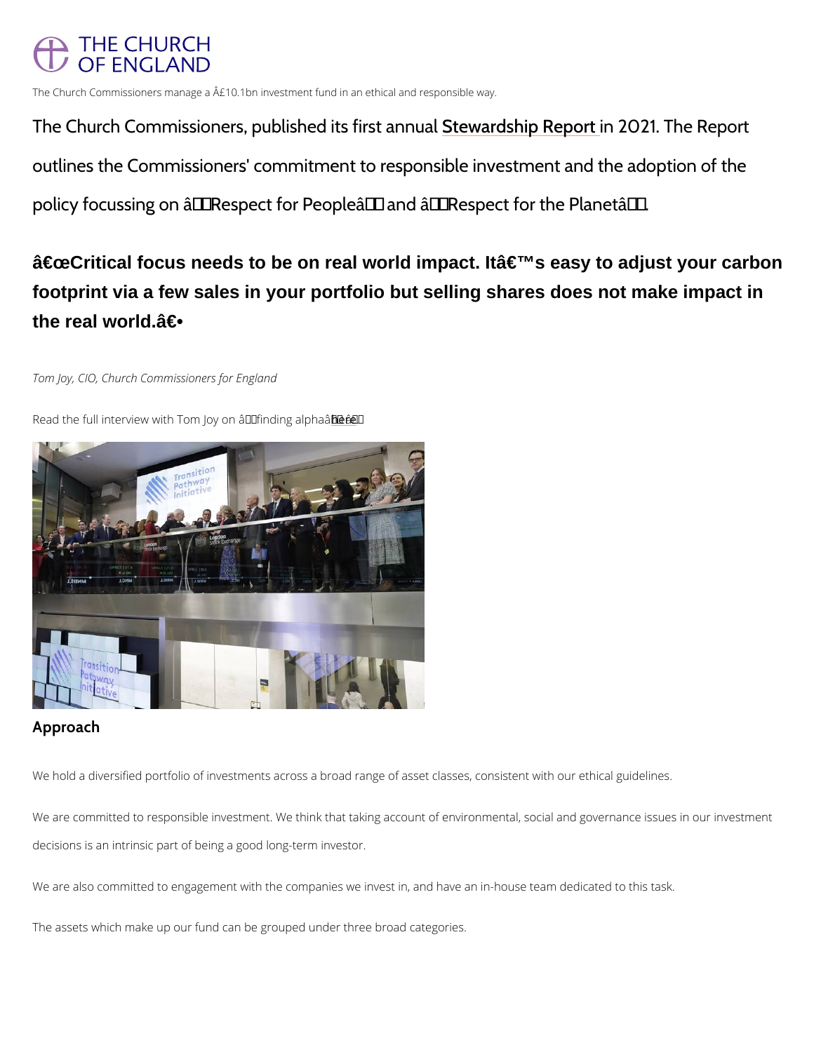The Church Commissioners manage a Â£10.1bn investment fund in an ethical and responsible way.

The Church Commissioners, published its first annual Stewardship Report in 2021. The Report outlines the Commissioners' commitment to responsible investment and the adoption of the policy focussing on â€˜Respect for Peopleâ€™ and â€˜Respect for the Planetâ€™.

**â€œCritical focus needs to be on real world impact. Itâ€™s easy to adjust your carbon footprint via a few sales in your portfolio but selling shares does not make impact in the real world.â€•**

*Tom Joy, CIO, Church Commissioners for England*

Read the full interview with Tom Joy on â€˜finding alphaâ€™ here

## Approach

We hold a diversified portfolio of investments across a broad range of asset classes, consistent with our ethical guidelines.

We are committed to responsible investment. We think that taking account of environmental, social and governance issues in our investment decisions is an intrinsic part of being a good long-term investor.

We are also committed to engagement with the companies we invest in, and have an in-house team dedicated to this task.

The assets which make up our fund can be grouped under three broad categories.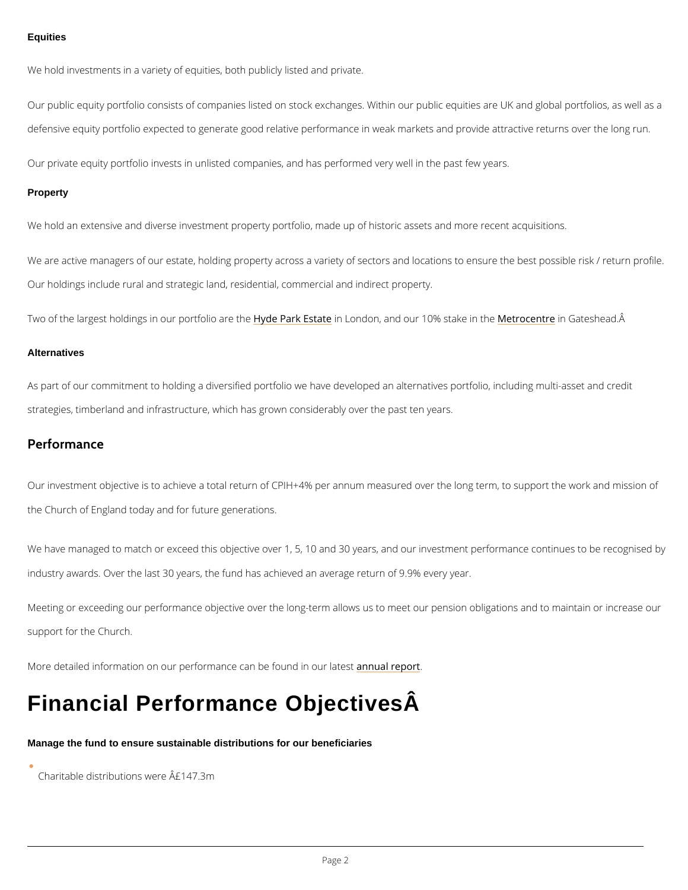#### Equities

We hold investments in a variety of equities, both publicly listed and private.

Our public equity portfolio consists of companies listed on stock exchanges. Within our public equities are UK and global portfolios, as well as a defensive equity portfolio expected to generate good relative performance in weak markets and provide attractive returns over the long run.

Our private equity portfolio invests in unlisted companies, and has performed very well in the past few years.

#### Property

We hold an extensive and diverse investment property portfolio, made up of historic assets and more recent acquisitions.

We are active managers of our estate, holding property across a variety of sectors and locations to ensure the best possible risk / return profile. Our holdings include rural and strategic land, residential, commercial and indirect property.

Two of the largest holdings in our portfolio are the Hyde Park Estate in London, and our 10% stake in the Metrocentre in Gateshead.Â

#### Alternatives

As part of our commitment to holding a diversified portfolio we have developed an alternatives portfolio, including multi-asset and credit strategies, timberland and infrastructure, which has grown considerably over the past ten years.

## Performance

Our investment objective is to achieve a total return of CPIH+4% per annum measured over the long term, to support the work and mission of the Church of England today and for future generations.

We have managed to match or exceed this objective over 1, 5, 10 and 30 years, and our investment performance continues to be recognised by industry awards. Over the last 30 years, the fund has achieved an average return of 9.9% every year.

Meeting or exceeding our performance objective over the long-term allows us to meet our pension obligations and to maintain or increase our support for the Church.

More detailed information on our performance can be found in our latest annual report.

# Financial Performance ObjectivesÂ

#### Manage the fund to ensure sustainable distributions for our beneficiaries

- Charitable distributions were Â£147.3m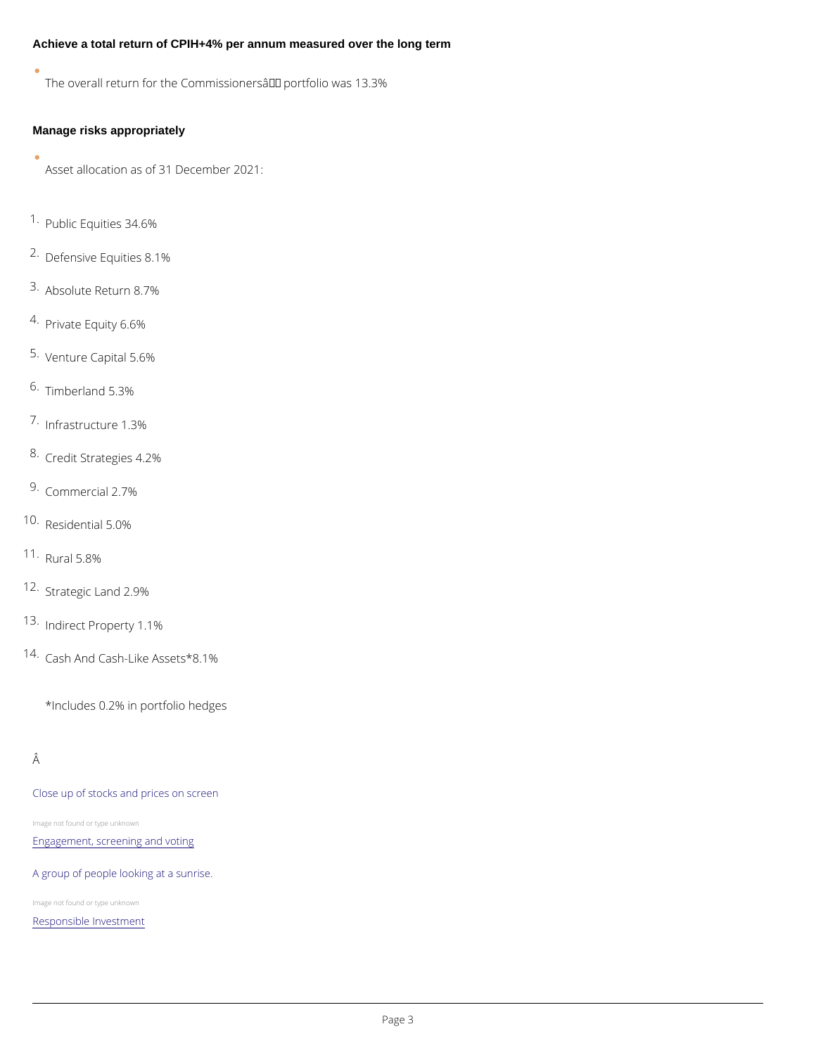**Achieve a total return of CPIH+4% per annum measured over the long term**

- The overall return for the Commissionersâ portfolio was 13.3%

**Manage risks appropriately**

- Asset allocation as of 31 December 2021:

1. Public Equities 34.6%
2. Defensive Equities 8.1%
3. Absolute Return 8.7%
4. Private Equity 6.6%
5. Venture Capital 5.6%
6. Timberland 5.3%
7. Infrastructure 1.3%
8. Credit Strategies 4.2%
9. Commercial 2.7%
10. Residential 5.0%
11. Rural 5.8%
12. Strategic Land 2.9%
13. Indirect Property 1.1%
14. Cash And Cash-Like Assets*8.1%

*Includes 0.2% in portfolio hedges

Â

Close up of stocks and prices on screen

Image not found or type unknown

Engagement, screening and voting

A group of people looking at a sunrise.

Image not found or type unknown

Responsible Investment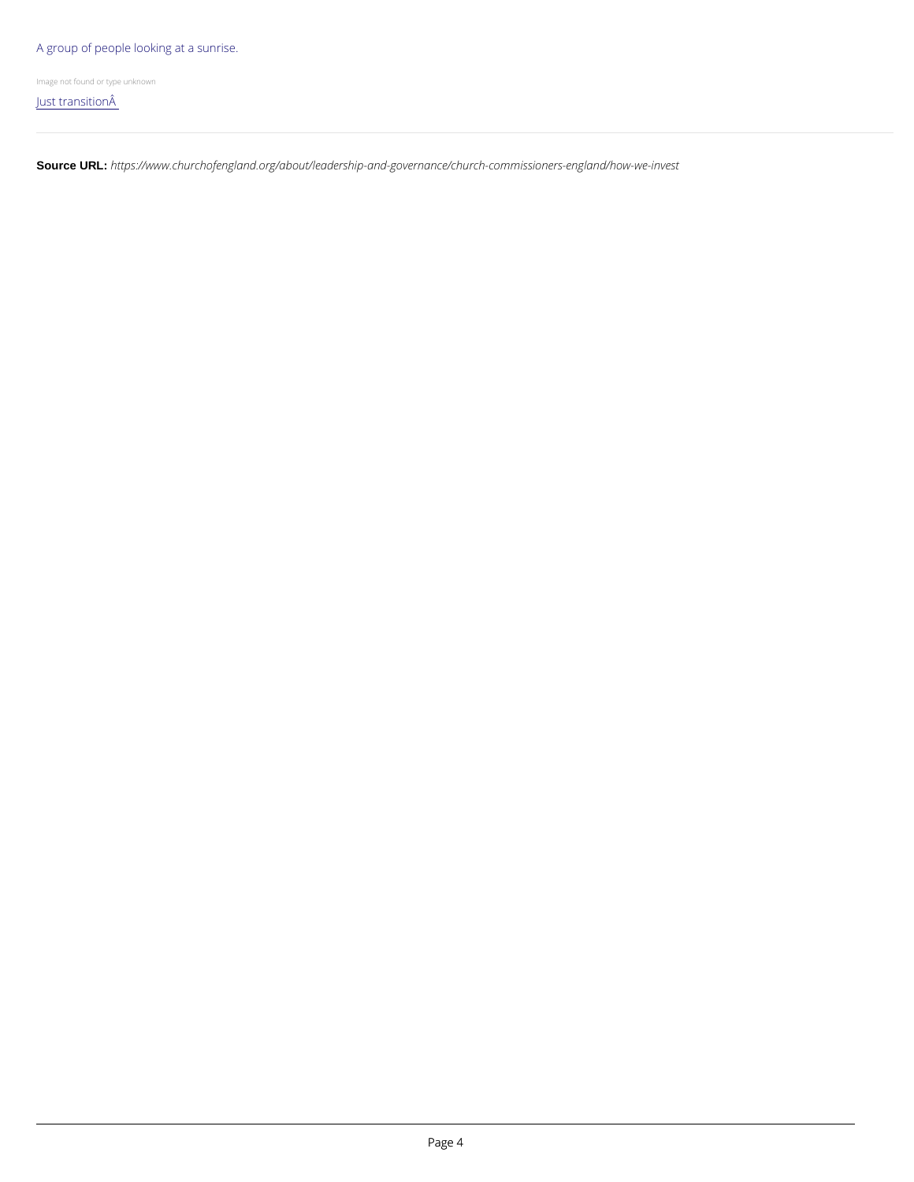A group of people looking at a sunrise.

Image not found or type unknown

Just transitionÂ

---

**Source URL:** *https://www.churchofengland.org/about/leadership-and-governance/church-commissioners-england/how-we-invest*